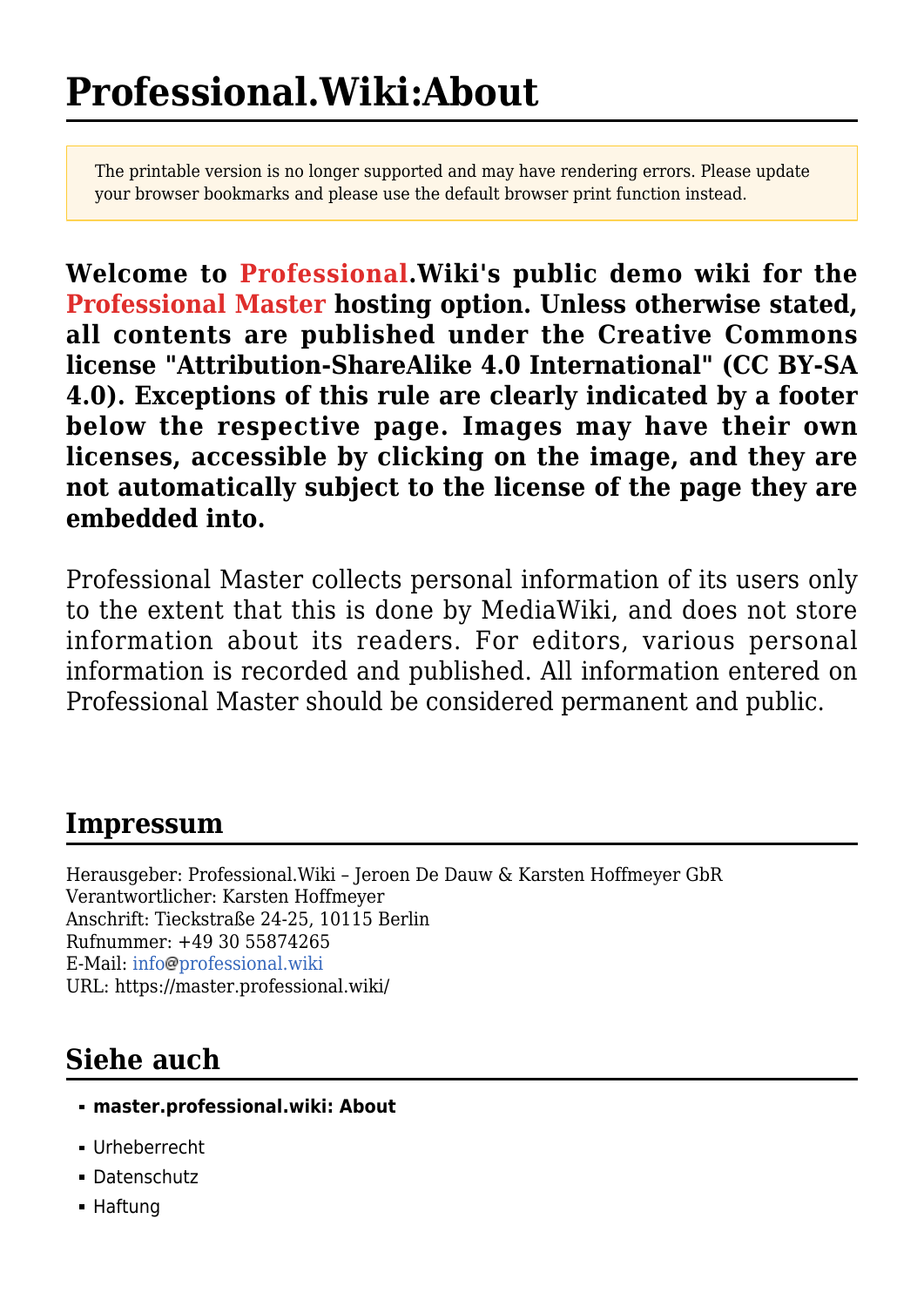# Professional.Wiki:About

The printable version is no longer supported and may have rendering errors. Please update your browser bookmarks and please use the default browser print function instead.

**Welcome to Professional.Wiki's public demo wiki for the Professional Master hosting option. Unless otherwise stated, all contents are published under the Creative Commons license "Attribution-ShareAlike 4.0 International" (CC BY-SA 4.0). Exceptions of this rule are clearly indicated by a footer below the respective page. Images may have their own licenses, accessible by clicking on the image, and they are not automatically subject to the license of the page they are embedded into.**

Professional Master collects personal information of its users only to the extent that this is done by MediaWiki, and does not store information about its readers. For editors, various personal information is recorded and published. All information entered on Professional Master should be considered permanent and public.

## Impressum

Herausgeber: Professional.Wiki – Jeroen De Dauw & Karsten Hoffmeyer GbR
Verantwortlicher: Karsten Hoffmeyer
Anschrift: Tieckstraße 24-25, 10115 Berlin
Rufnummer: +49 30 55874265
E-Mail: info@professional.wiki
URL: https://master.professional.wiki/

## Siehe auch

- **master.professional.wiki: About**
- Urheberrecht
- Datenschutz
- Haftung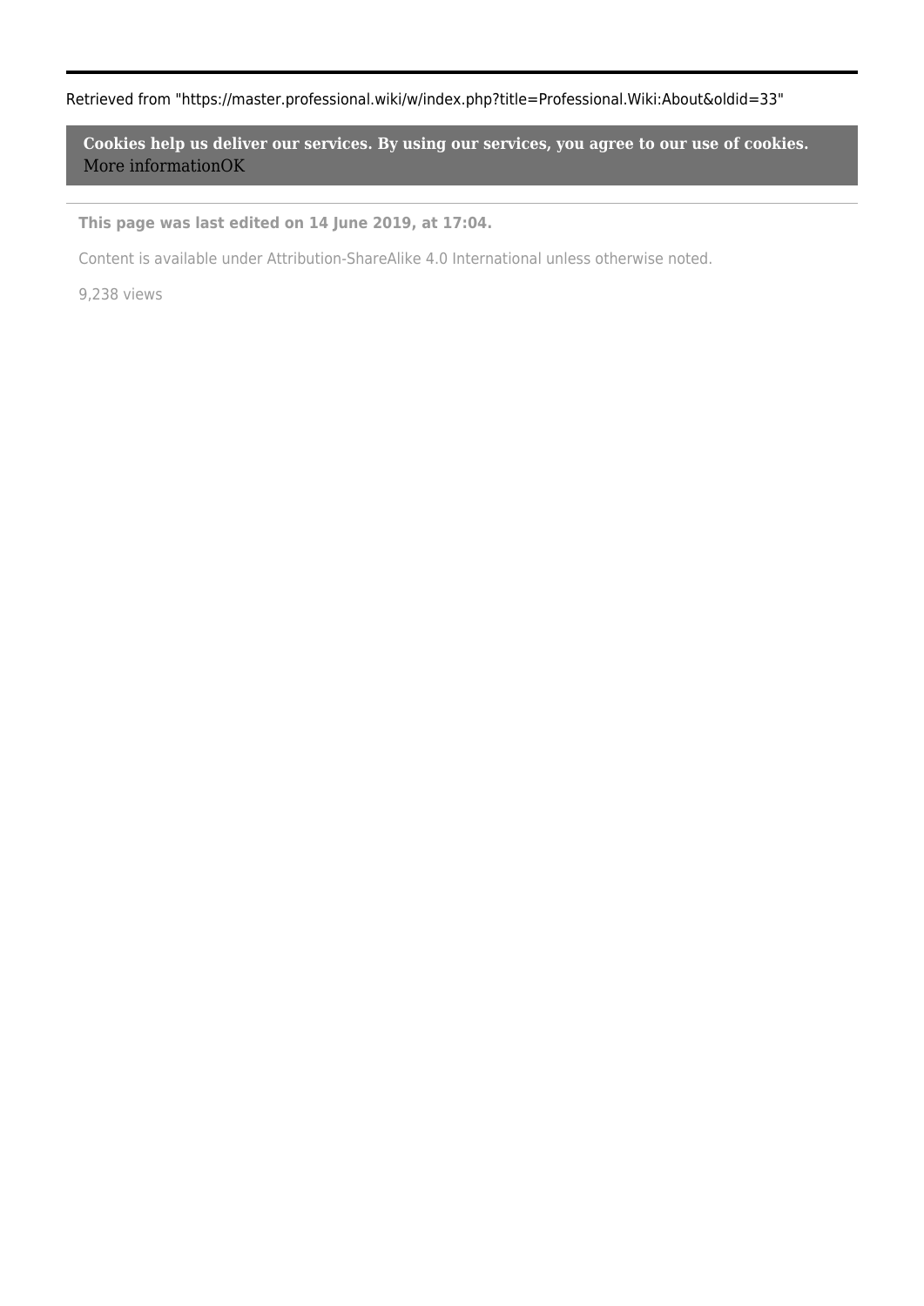Retrieved from "https://master.professional.wiki/w/index.php?title=Professional.Wiki:About&oldid=33"

**Cookies help us deliver our services. By using our services, you agree to our use of cookies.**
More informationOK

---

**This page was last edited on 14 June 2019, at 17:04.**

Content is available under Attribution-ShareAlike 4.0 International unless otherwise noted.

9,238 views